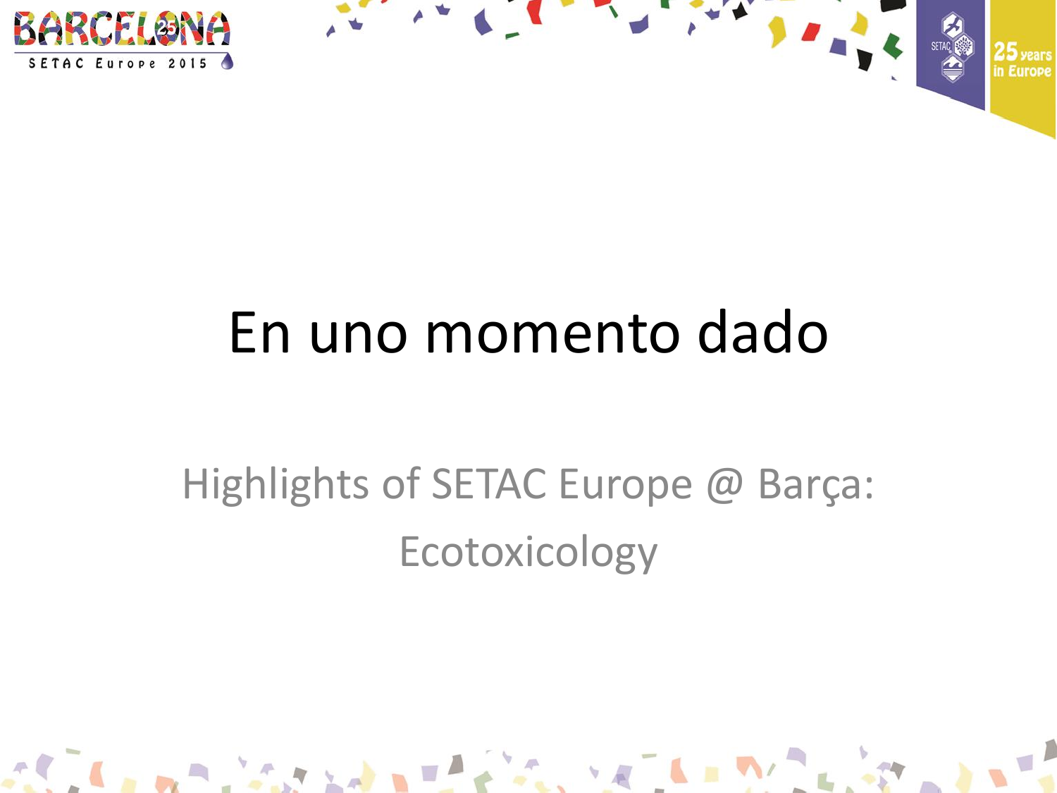# En uno momento dado

## Highlights of SETAC Europe @ Barça: Ecotoxicology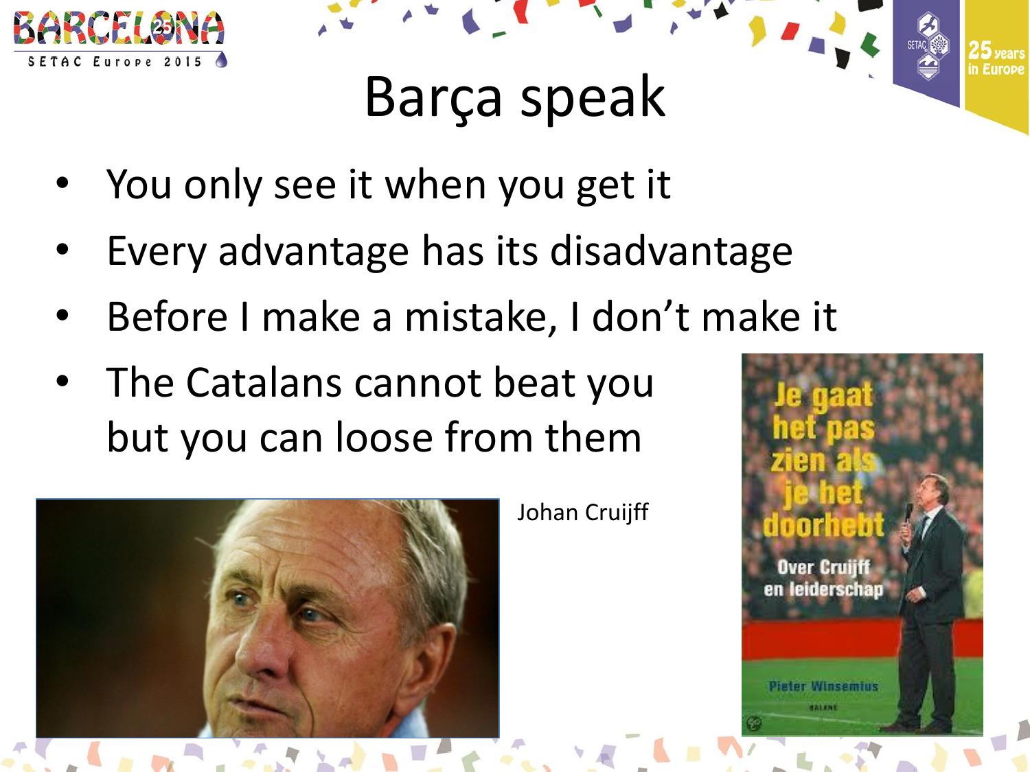# Barça speak

- You only see it when you get it
- Every advantage has its disadvantage
- Before I make a mistake, I don't make it
- The Catalans cannot beat you but you can loose from them

Johan Cruijff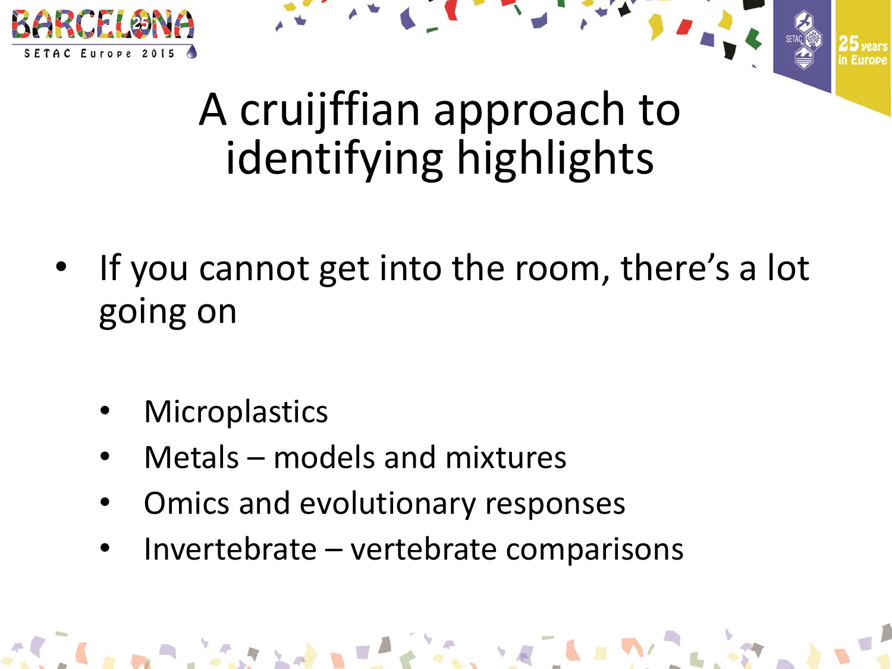# A cruijffian approach to identifying highlights

- If you cannot get into the room, there's a lot going on
  - Microplastics
  - Metals – models and mixtures
  - Omics and evolutionary responses
  - Invertebrate – vertebrate comparisons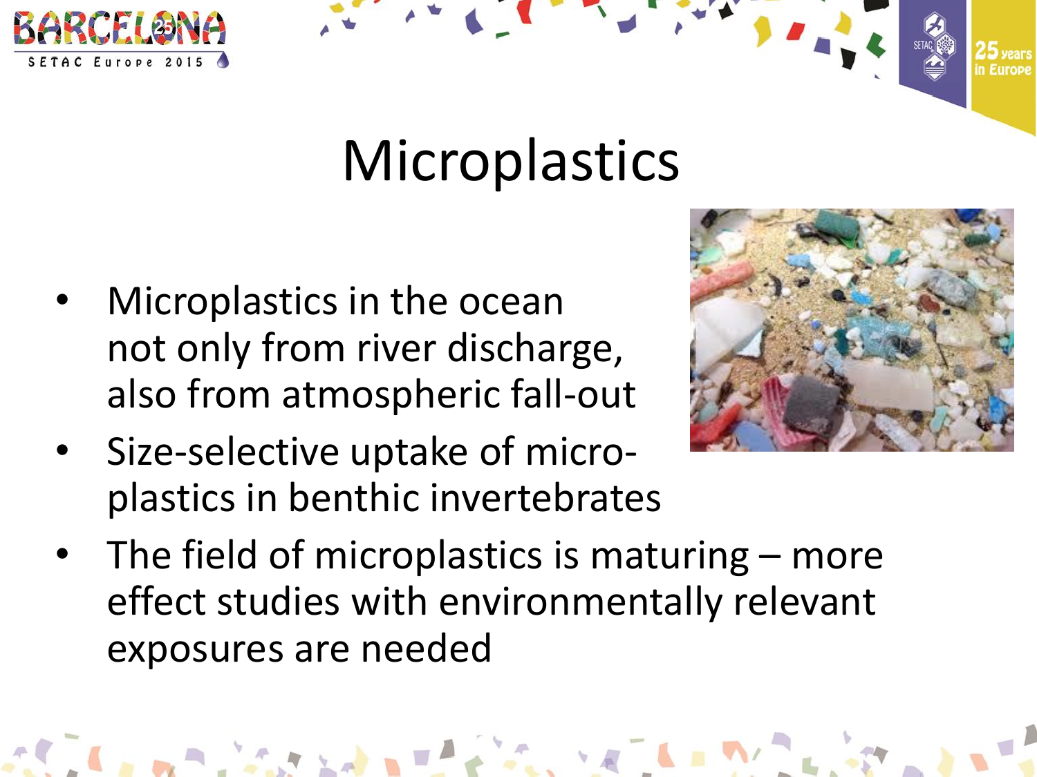# Microplastics

- Microplastics in the ocean not only from river discharge, also from atmospheric fall-out
- Size-selective uptake of micro-plastics in benthic invertebrates
- The field of microplastics is maturing – more effect studies with environmentally relevant exposures are needed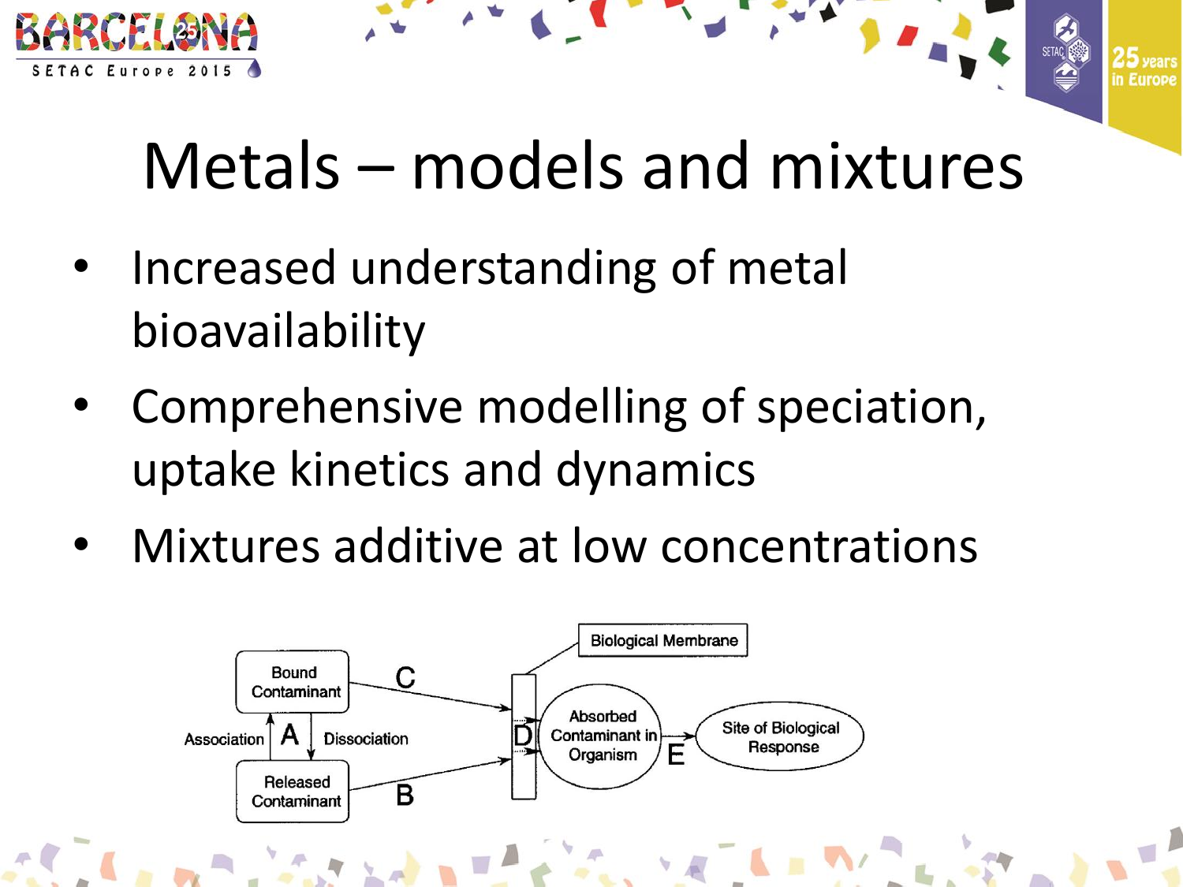# Metals – models and mixtures

- Increased understanding of metal bioavailability
- Comprehensive modelling of speciation, uptake kinetics and dynamics
- Mixtures additive at low concentrations

Bound Contaminant

Association A Dissociation

Released Contaminant

C

B

Biological Membrane

D

Absorbed Contaminant in Organism

E

Site of Biological Response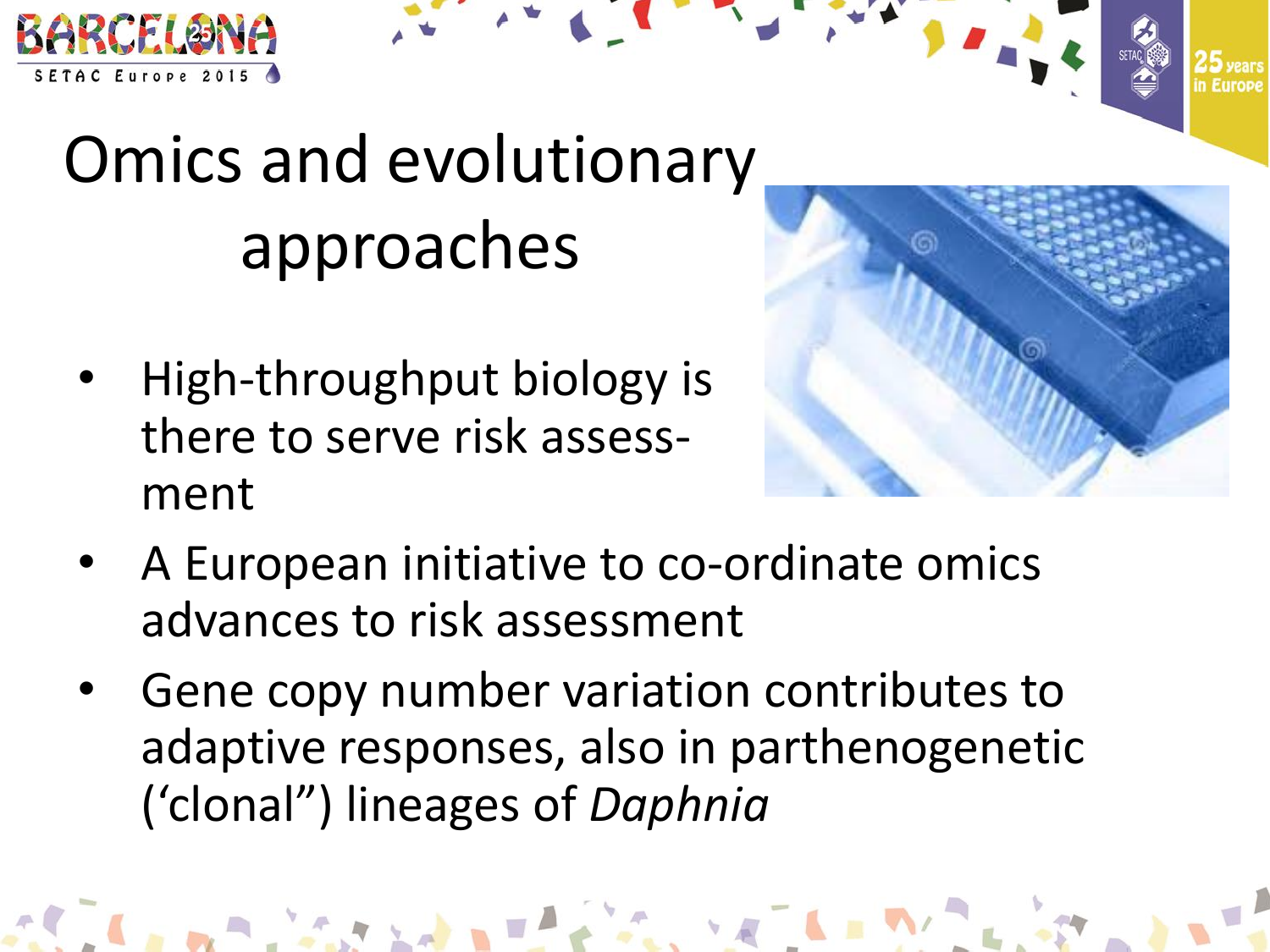# Omics and evolutionary approaches

- High-throughput biology is there to serve risk assess-ment
- A European initiative to co-ordinate omics advances to risk assessment
- Gene copy number variation contributes to adaptive responses, also in parthenogenetic (‘clonal”) lineages of *Daphnia*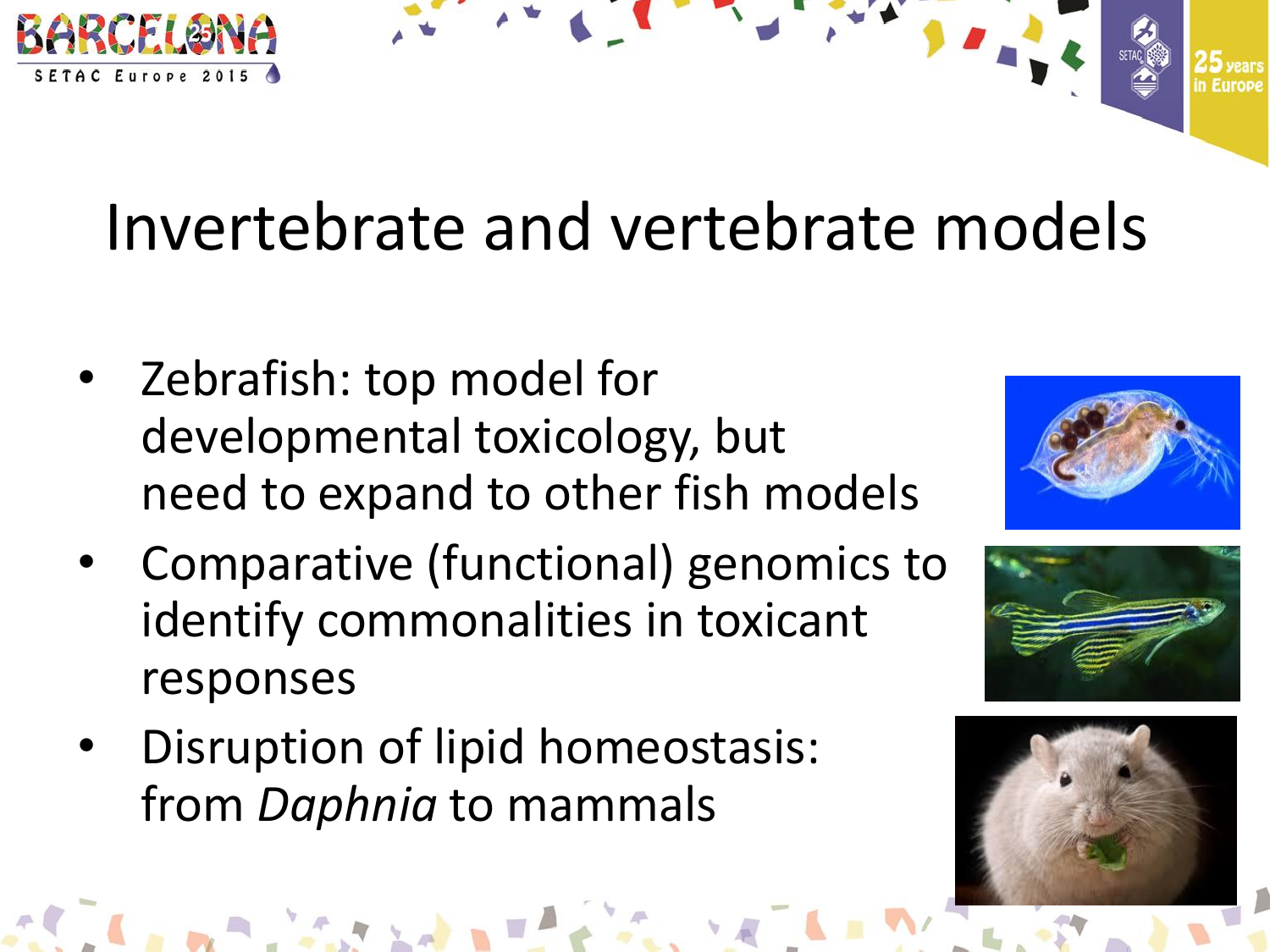# Invertebrate and vertebrate models

- Zebrafish: top model for developmental toxicology, but need to expand to other fish models
- Comparative (functional) genomics to identify commonalities in toxicant responses
- Disruption of lipid homeostasis: from *Daphnia* to mammals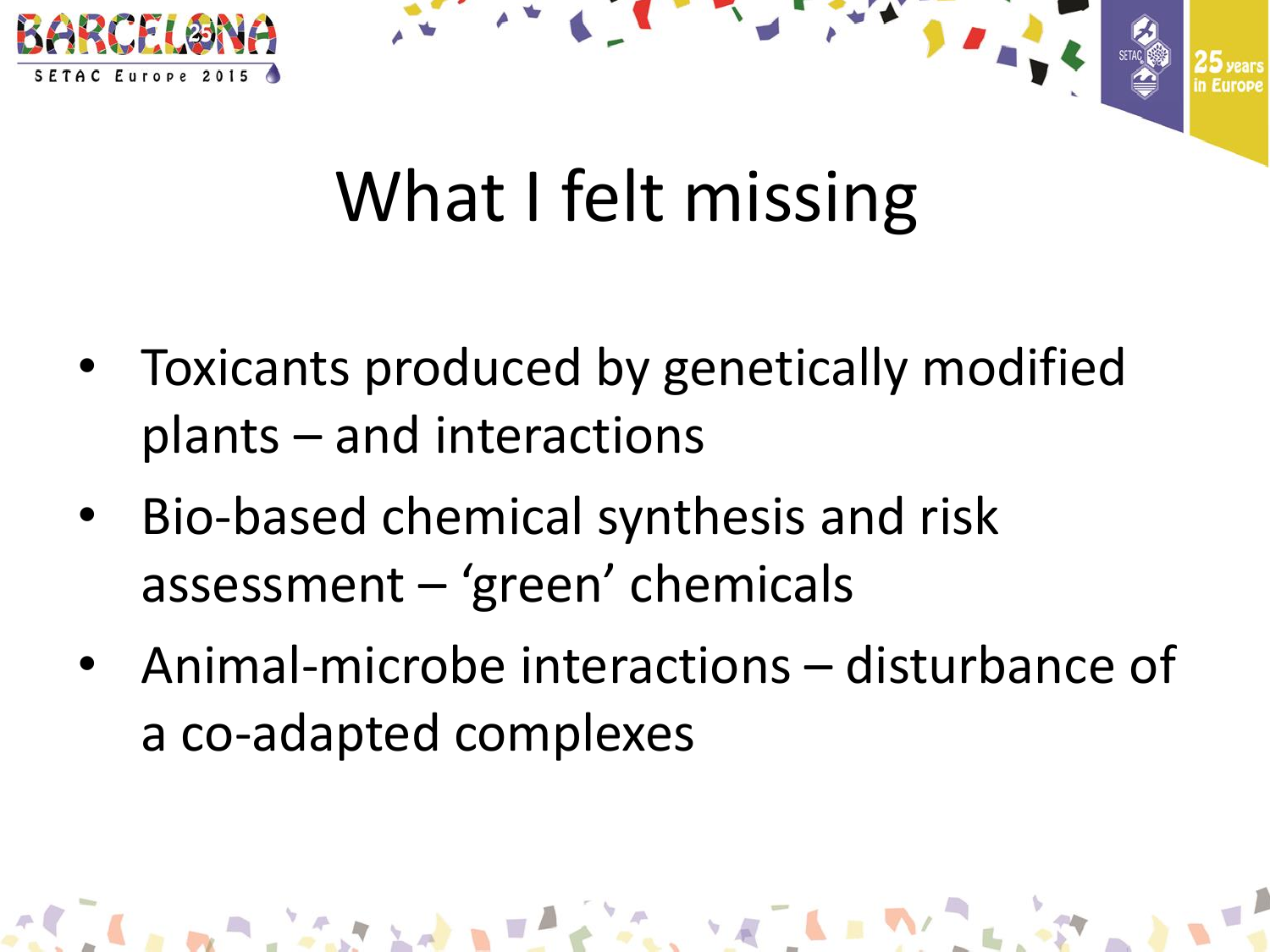# What I felt missing

- Toxicants produced by genetically modified plants – and interactions
- Bio-based chemical synthesis and risk assessment – 'green' chemicals
- Animal-microbe interactions – disturbance of a co-adapted complexes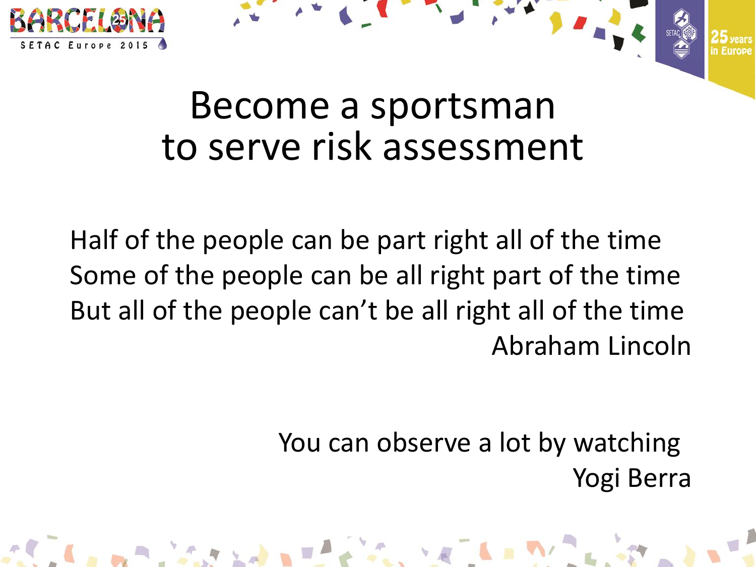# Become a sportsman to serve risk assessment

Half of the people can be part right all of the time
Some of the people can be all right part of the time
But all of the people can't be all right all of the time
Abraham Lincoln

You can observe a lot by watching
Yogi Berra